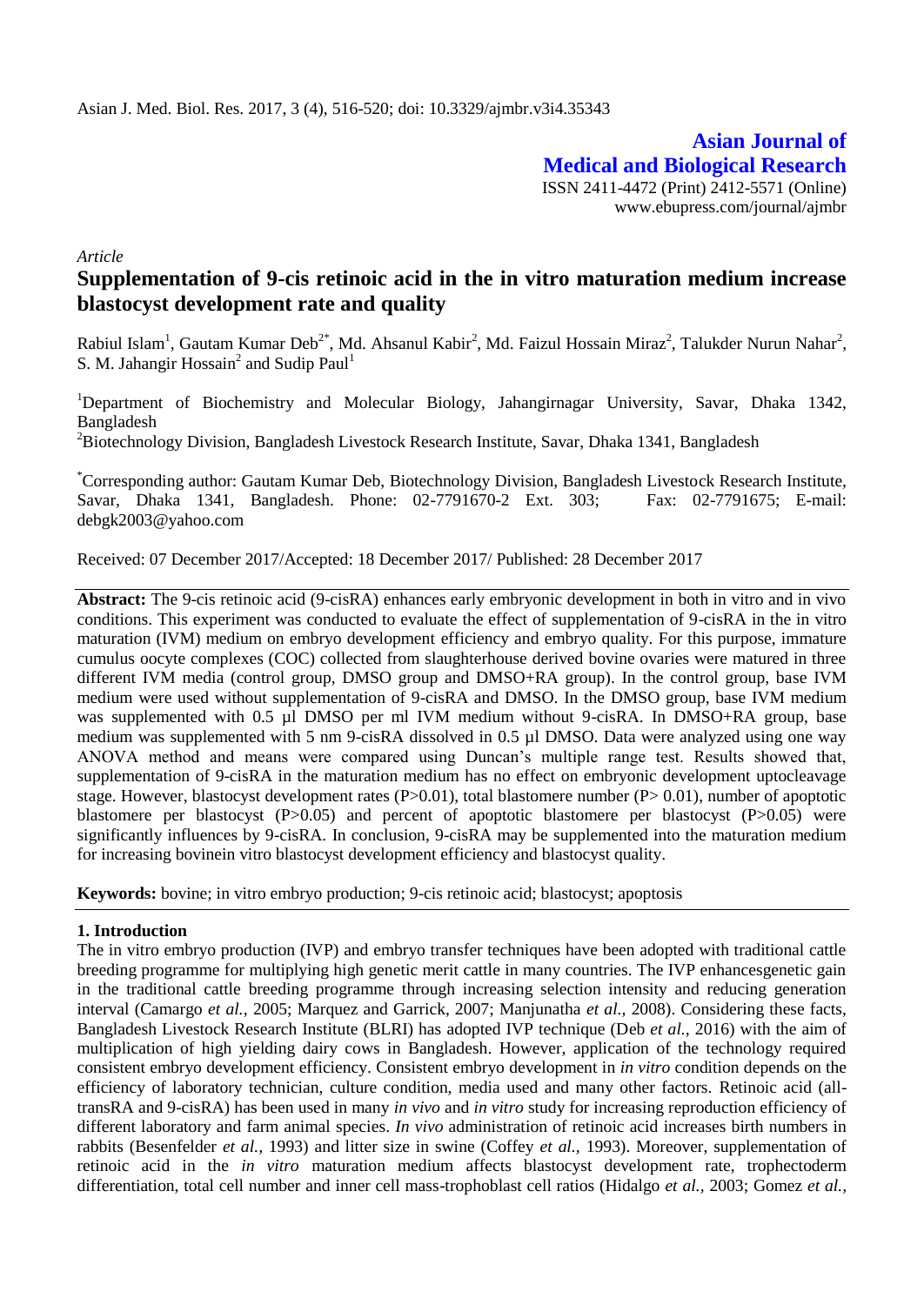Asian J. Med. Biol. Res. 2017, 3 (4), 516-520; doi: 10.3329/ajmbr.v3i4.35343

**Asian Journal of Medical and Biological Research**

ISSN 2411-4472 (Print) 2412-5571 (Online)
www.ebupress.com/journal/ajmbr

*Article*

# Supplementation of 9-cis retinoic acid in the in vitro maturation medium increase blastocyst development rate and quality

Rabiul Islam[1], Gautam Kumar Deb[2*], Md. Ahsanul Kabir[2], Md. Faizul Hossain Miraz[2], Talukder Nurun Nahar[2], S. M. Jahangir Hossain[2] and Sudip Paul[1]

[1]Department of Biochemistry and Molecular Biology, Jahangirnagar University, Savar, Dhaka 1342, Bangladesh

[2]Biotechnology Division, Bangladesh Livestock Research Institute, Savar, Dhaka 1341, Bangladesh

[*]Corresponding author: Gautam Kumar Deb, Biotechnology Division, Bangladesh Livestock Research Institute, Savar, Dhaka 1341, Bangladesh. Phone: 02-7791670-2 Ext. 303; Fax: 02-7791675; E-mail: debgk2003@yahoo.com

Received: 07 December 2017/Accepted: 18 December 2017/ Published: 28 December 2017

**Abstract:** The 9-cis retinoic acid (9-cisRA) enhances early embryonic development in both in vitro and in vivo conditions. This experiment was conducted to evaluate the effect of supplementation of 9-cisRA in the in vitro maturation (IVM) medium on embryo development efficiency and embryo quality. For this purpose, immature cumulus oocyte complexes (COC) collected from slaughterhouse derived bovine ovaries were matured in three different IVM media (control group, DMSO group and DMSO+RA group). In the control group, base IVM medium were used without supplementation of 9-cisRA and DMSO. In the DMSO group, base IVM medium was supplemented with 0.5 µl DMSO per ml IVM medium without 9-cisRA. In DMSO+RA group, base medium was supplemented with 5 nm 9-cisRA dissolved in 0.5 µl DMSO. Data were analyzed using one way ANOVA method and means were compared using Duncan's multiple range test. Results showed that, supplementation of 9-cisRA in the maturation medium has no effect on embryonic development uptocleavage stage. However, blastocyst development rates ($P>0.01$), total blastomere number ($P> 0.01$), number of apoptotic blastomere per blastocyst ($P>0.05$) and percent of apoptotic blastomere per blastocyst ($P>0.05$) were significantly influences by 9-cisRA. In conclusion, 9-cisRA may be supplemented into the maturation medium for increasing bovinein vitro blastocyst development efficiency and blastocyst quality.

**Keywords:** bovine; in vitro embryo production; 9-cis retinoic acid; blastocyst; apoptosis

## 1. Introduction

The in vitro embryo production (IVP) and embryo transfer techniques have been adopted with traditional cattle breeding programme for multiplying high genetic merit cattle in many countries. The IVP enhancesgenetic gain in the traditional cattle breeding programme through increasing selection intensity and reducing generation interval (Camargo *et al.*, 2005; Marquez and Garrick, 2007; Manjunatha *et al.*, 2008). Considering these facts, Bangladesh Livestock Research Institute (BLRI) has adopted IVP technique (Deb *et al.*, 2016) with the aim of multiplication of high yielding dairy cows in Bangladesh. However, application of the technology required consistent embryo development efficiency. Consistent embryo development in *in vitro* condition depends on the efficiency of laboratory technician, culture condition, media used and many other factors. Retinoic acid (all-transRA and 9-cisRA) has been used in many *in vivo* and *in vitro* study for increasing reproduction efficiency of different laboratory and farm animal species. *In vivo* administration of retinoic acid increases birth numbers in rabbits (Besenfelder *et al.*, 1993) and litter size in swine (Coffey *et al.*, 1993). Moreover, supplementation of retinoic acid in the *in vitro* maturation medium affects blastocyst development rate, trophectoderm differentiation, total cell number and inner cell mass-trophoblast cell ratios (Hidalgo *et al.*, 2003; Gomez *et al.*,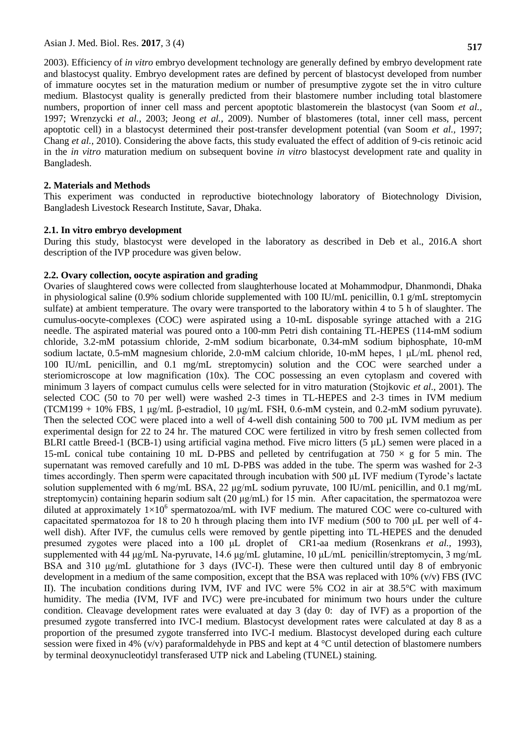2003). Efficiency of *in vitro* embryo development technology are generally defined by embryo development rate and blastocyst quality. Embryo development rates are defined by percent of blastocyst developed from number of immature oocytes set in the maturation medium or number of presumptive zygote set the in vitro culture medium. Blastocyst quality is generally predicted from their blastomere number including total blastomere numbers, proportion of inner cell mass and percent apoptotic blastomerein the blastocyst (van Soom *et al.,* 1997; Wrenzycki *et al.,* 2003; Jeong *et al.,* 2009). Number of blastomeres (total, inner cell mass, percent apoptotic cell) in a blastocyst determined their post-transfer development potential (van Soom *et al.,* 1997; Chang *et al.,* 2010). Considering the above facts, this study evaluated the effect of addition of 9-cis retinoic acid in the *in vitro* maturation medium on subsequent bovine *in vitro* blastocyst development rate and quality in Bangladesh.

## 2. Materials and Methods

This experiment was conducted in reproductive biotechnology laboratory of Biotechnology Division, Bangladesh Livestock Research Institute, Savar, Dhaka.

### 2.1. In vitro embryo development

During this study, blastocyst were developed in the laboratory as described in Deb et al., 2016.A short description of the IVP procedure was given below.

### 2.2. Ovary collection, oocyte aspiration and grading

Ovaries of slaughtered cows were collected from slaughterhouse located at Mohammodpur, Dhanmondi, Dhaka in physiological saline (0.9% sodium chloride supplemented with 100 IU/mL penicillin, 0.1 g/mL streptomycin sulfate) at ambient temperature. The ovary were transported to the laboratory within 4 to 5 h of slaughter. The cumulus-oocyte-complexes (COC) were aspirated using a 10-mL disposable syringe attached with a 21G needle. The aspirated material was poured onto a 100-mm Petri dish containing TL-HEPES (114-mM sodium chloride, 3.2-mM potassium chloride, 2-mM sodium bicarbonate, 0.34-mM sodium biphosphate, 10-mM sodium lactate, 0.5-mM magnesium chloride, 2.0-mM calcium chloride, 10-mM hepes, 1 μL/mL phenol red, 100 IU/mL penicillin, and 0.1 mg/mL streptomycin) solution and the COC were searched under a steriomicroscope at low magnification (10x). The COC possessing an even cytoplasm and covered with minimum 3 layers of compact cumulus cells were selected for in vitro maturation (Stojkovic *et al.,* 2001). The selected COC (50 to 70 per well) were washed 2-3 times in TL-HEPES and 2-3 times in IVM medium (TCM199 + 10% FBS, 1 μg/mL β-estradiol, 10 μg/mL FSH, 0.6-mM cystein, and 0.2-mM sodium pyruvate). Then the selected COC were placed into a well of 4-well dish containing 500 to 700 μL IVM medium as per experimental design for 22 to 24 hr. The matured COC were fertilized in vitro by fresh semen collected from BLRI cattle Breed-1 (BCB-1) using artificial vagina method. Five micro litters (5 μL) semen were placed in a 15-mL conical tube containing 10 mL D-PBS and pelleted by centrifugation at 750 × g for 5 min. The supernatant was removed carefully and 10 mL D-PBS was added in the tube. The sperm was washed for 2-3 times accordingly. Then sperm were capacitated through incubation with 500 μL IVF medium (Tyrode's lactate solution supplemented with 6 mg/mL BSA, 22 μg/mL sodium pyruvate, 100 IU/mL penicillin, and 0.1 mg/mL streptomycin) containing heparin sodium salt (20 μg/mL) for 15 min. After capacitation, the spermatozoa were diluted at approximately $1\times10^6$ spermatozoa/mL with IVF medium. The matured COC were co-cultured with capacitated spermatozoa for 18 to 20 h through placing them into IVF medium (500 to 700 μL per well of 4-well dish). After IVF, the cumulus cells were removed by gentle pipetting into TL-HEPES and the denuded presumed zygotes were placed into a 100 μL droplet of CR1-aa medium (Rosenkrans *et al.,* 1993), supplemented with 44 μg/mL Na-pyruvate, 14.6 μg/mL glutamine, 10 μL/mL penicillin/streptomycin, 3 mg/mL BSA and 310 μg/mL glutathione for 3 days (IVC-I). These were then cultured until day 8 of embryonic development in a medium of the same composition, except that the BSA was replaced with 10% (v/v) FBS (IVC II). The incubation conditions during IVM, IVF and IVC were 5% $CO_2$ in air at 38.5°C with maximum humidity. The media (IVM, IVF and IVC) were pre-incubated for minimum two hours under the culture condition. Cleavage development rates were evaluated at day 3 (day 0: day of IVF) as a proportion of the presumed zygote transferred into IVC-I medium. Blastocyst development rates were calculated at day 8 as a proportion of the presumed zygote transferred into IVC-I medium. Blastocyst developed during each culture session were fixed in 4% (v/v) paraformaldehyde in PBS and kept at 4 °C until detection of blastomere numbers by terminal deoxynucleotidyl transferased UTP nick and Labeling (TUNEL) staining.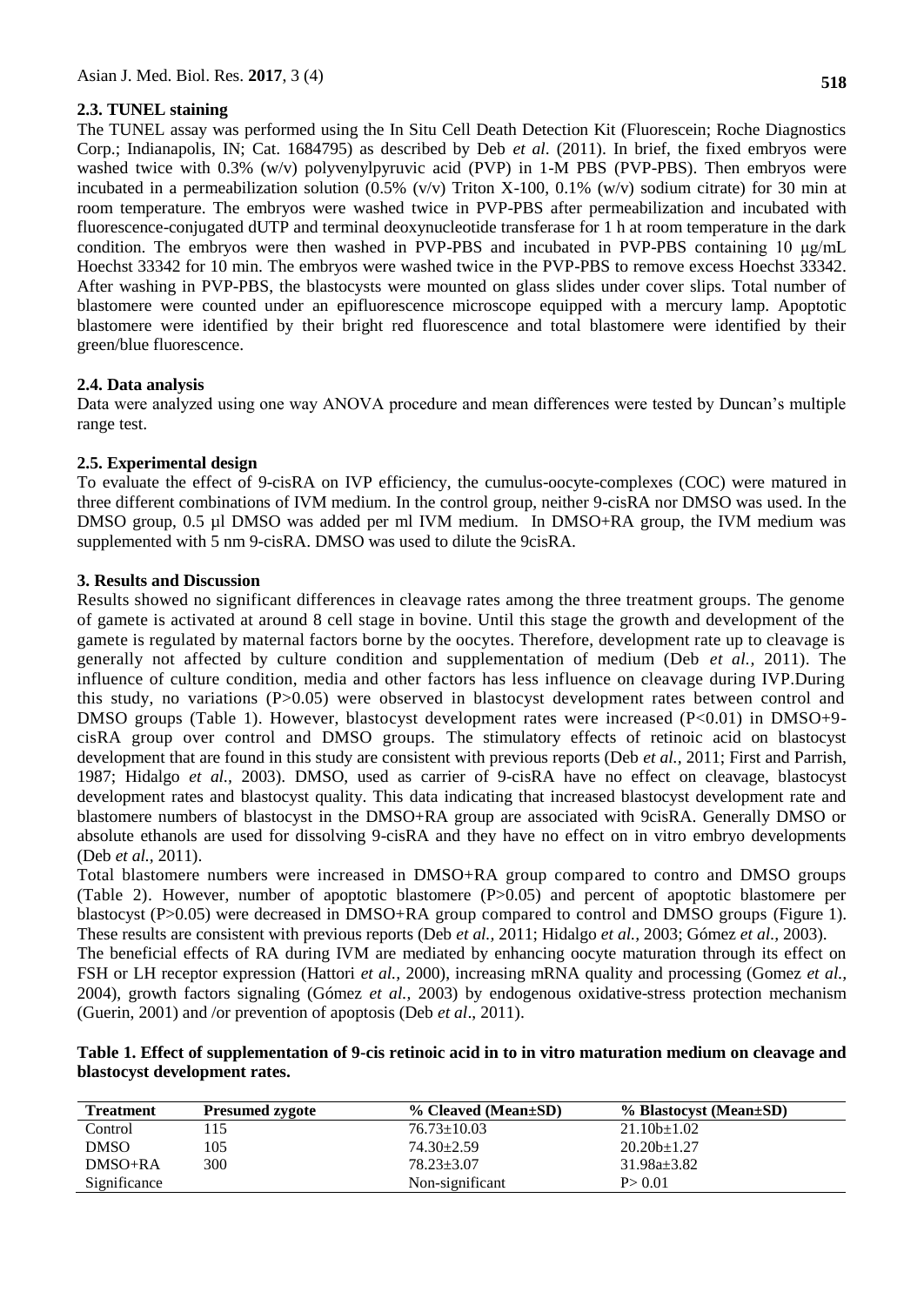### 2.3. TUNEL staining

The TUNEL assay was performed using the In Situ Cell Death Detection Kit (Fluorescein; Roche Diagnostics Corp.; Indianapolis, IN; Cat. 1684795) as described by Deb *et al.* (2011). In brief, the fixed embryos were washed twice with 0.3% (w/v) polyvenylpyruvic acid (PVP) in 1-M PBS (PVP-PBS). Then embryos were incubated in a permeabilization solution (0.5% (v/v) Triton X-100, 0.1% (w/v) sodium citrate) for 30 min at room temperature. The embryos were washed twice in PVP-PBS after permeabilization and incubated with fluorescence-conjugated dUTP and terminal deoxynucleotide transferase for 1 h at room temperature in the dark condition. The embryos were then washed in PVP-PBS and incubated in PVP-PBS containing 10 µg/mL Hoechst 33342 for 10 min. The embryos were washed twice in the PVP-PBS to remove excess Hoechst 33342. After washing in PVP-PBS, the blastocysts were mounted on glass slides under cover slips. Total number of blastomere were counted under an epifluorescence microscope equipped with a mercury lamp. Apoptotic blastomere were identified by their bright red fluorescence and total blastomere were identified by their green/blue fluorescence.

### 2.4. Data analysis

Data were analyzed using one way ANOVA procedure and mean differences were tested by Duncan's multiple range test.

### 2.5. Experimental design

To evaluate the effect of 9-cisRA on IVP efficiency, the cumulus-oocyte-complexes (COC) were matured in three different combinations of IVM medium. In the control group, neither 9-cisRA nor DMSO was used. In the DMSO group, 0.5 µl DMSO was added per ml IVM medium. In DMSO+RA group, the IVM medium was supplemented with 5 nm 9-cisRA. DMSO was used to dilute the 9cisRA.

## 3. Results and Discussion

Results showed no significant differences in cleavage rates among the three treatment groups. The genome of gamete is activated at around 8 cell stage in bovine. Until this stage the growth and development of the gamete is regulated by maternal factors borne by the oocytes. Therefore, development rate up to cleavage is generally not affected by culture condition and supplementation of medium (Deb *et al.,* 2011). The influence of culture condition, media and other factors has less influence on cleavage during IVP.During this study, no variations ($P>0.05$) were observed in blastocyst development rates between control and DMSO groups (Table 1). However, blastocyst development rates were increased ($P<0.01$) in DMSO+9-cisRA group over control and DMSO groups. The stimulatory effects of retinoic acid on blastocyst development that are found in this study are consistent with previous reports (Deb *et al.,* 2011; First and Parrish, 1987; Hidalgo *et al.,* 2003). DMSO, used as carrier of 9-cisRA have no effect on cleavage, blastocyst development rates and blastocyst quality. This data indicating that increased blastocyst development rate and blastomere numbers of blastocyst in the DMSO+RA group are associated with 9cisRA. Generally DMSO or absolute ethanols are used for dissolving 9-cisRA and they have no effect on in vitro embryo developments (Deb *et al.,* 2011).

Total blastomere numbers were increased in DMSO+RA group compared to contro and DMSO groups (Table 2). However, number of apoptotic blastomere ($P>0.05$) and percent of apoptotic blastomere per blastocyst ($P>0.05$) were decreased in DMSO+RA group compared to control and DMSO groups (Figure 1). These results are consistent with previous reports (Deb *et al.,* 2011; Hidalgo *et al.,* 2003; Gómez *et al.,* 2003).

The beneficial effects of RA during IVM are mediated by enhancing oocyte maturation through its effect on FSH or LH receptor expression (Hattori *et al.,* 2000), increasing mRNA quality and processing (Gomez *et al.,* 2004), growth factors signaling (Gómez *et al.,* 2003) by endogenous oxidative-stress protection mechanism (Guerin, 2001) and /or prevention of apoptosis (Deb *et al*., 2011).

**Table 1. Effect of supplementation of 9-cis retinoic acid in to in vitro maturation medium on cleavage and blastocyst development rates.**

| Treatment | Presumed zygote | % Cleaved (Mean±SD) | % Blastocyst (Mean±SD) |
|---|---|---|---|
| Control | 115 | 76.73±10.03 | 21.10b±1.02 |
| DMSO | 105 | 74.30±2.59 | 20.20b±1.27 |
| DMSO+RA | 300 | 78.23±3.07 | 31.98a±3.82 |
| Significance | | Non-significant | P> 0.01 |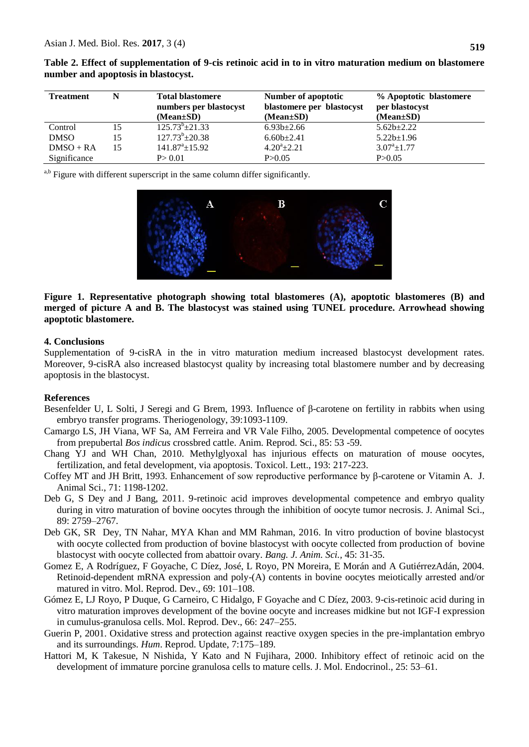**Table 2. Effect of supplementation of 9-cis retinoic acid in to in vitro maturation medium on blastomere number and apoptosis in blastocyst.**

| Treatment | N | Total blastomere numbers per blastocyst (Mean±SD) | Number of apoptotic blastomere per blastocyst (Mean±SD) | % Apoptotic blastomere per blastocyst (Mean±SD) |
|---|---|---|---|---|
| Control | 15 | $125.73^{b}$±21.33 | 6.93b±2.66 | 5.62b±2.22 |
| DMSO | 15 | $127.73^{b}$±20.38 | 6.60b±2.41 | 5.22b±1.96 |
| DMSO + RA | 15 | $141.87^{a}$±15.92 | $4.20^{a}$±2.21 | $3.07^{a}$±1.77 |
| Significance | | P> 0.01 | P>0.05 | P>0.05 |

[a,b] Figure with different superscript in the same column differ significantly.

**Figure 1. Representative photograph showing total blastomeres (A), apoptotic blastomeres (B) and merged of picture A and B. The blastocyst was stained using TUNEL procedure. Arrowhead showing apoptotic blastomere.**

## 4. Conclusions

Supplementation of 9-cisRA in the in vitro maturation medium increased blastocyst development rates. Moreover, 9-cisRA also increased blastocyst quality by increasing total blastomere number and by decreasing apoptosis in the blastocyst.

## References

Besenfelder U, L Solti, J Seregi and G Brem, 1993. Influence of β-carotene on fertility in rabbits when using embryo transfer programs. Theriogenology, 39:1093-1109.

Camargo LS, JH Viana, WF Sa, AM Ferreira and VR Vale Filho, 2005. Developmental competence of oocytes from prepubertal *Bos indicus* crossbred cattle. Anim. Reprod. Sci., 85: 53 -59.

Chang YJ and WH Chan, 2010. Methylglyoxal has injurious effects on maturation of mouse oocytes, fertilization, and fetal development, via apoptosis. Toxicol. Lett., 193: 217-223.

Coffey MT and JH Britt, 1993. Enhancement of sow reproductive performance by β-carotene or Vitamin A. J. Animal Sci., 71: 1198-1202.

Deb G, S Dey and J Bang, 2011. 9-retinoic acid improves developmental competence and embryo quality during in vitro maturation of bovine oocytes through the inhibition of oocyte tumor necrosis. J. Animal Sci., 89: 2759–2767.

Deb GK, SR Dey, TN Nahar, MYA Khan and MM Rahman, 2016. In vitro production of bovine blastocyst with oocyte collected from production of bovine blastocyst with oocyte collected from production of bovine blastocyst with oocyte collected from abattoir ovary. *Bang. J. Anim. Sci.*, 45: 31-35.

Gomez E, A Rodríguez, F Goyache, C Díez, José, L Royo, PN Moreira, E Morán and A GutiérrezAdán, 2004. Retinoid-dependent mRNA expression and poly-(A) contents in bovine oocytes meiotically arrested and/or matured in vitro. Mol. Reprod. Dev., 69: 101–108.

Gómez E, LJ Royo, P Duque, G Carneiro, C Hidalgo, F Goyache and C Díez, 2003. 9-cis-retinoic acid during in vitro maturation improves development of the bovine oocyte and increases midkine but not IGF-I expression in cumulus-granulosa cells. Mol. Reprod. Dev., 66: 247–255.

Guerin P, 2001. Oxidative stress and protection against reactive oxygen species in the pre-implantation embryo and its surroundings. *Hum*. Reprod. Update, 7:175–189.

Hattori M, K Takesue, N Nishida, Y Kato and N Fujihara, 2000. Inhibitory effect of retinoic acid on the development of immature porcine granulosa cells to mature cells. J. Mol. Endocrinol., 25: 53–61.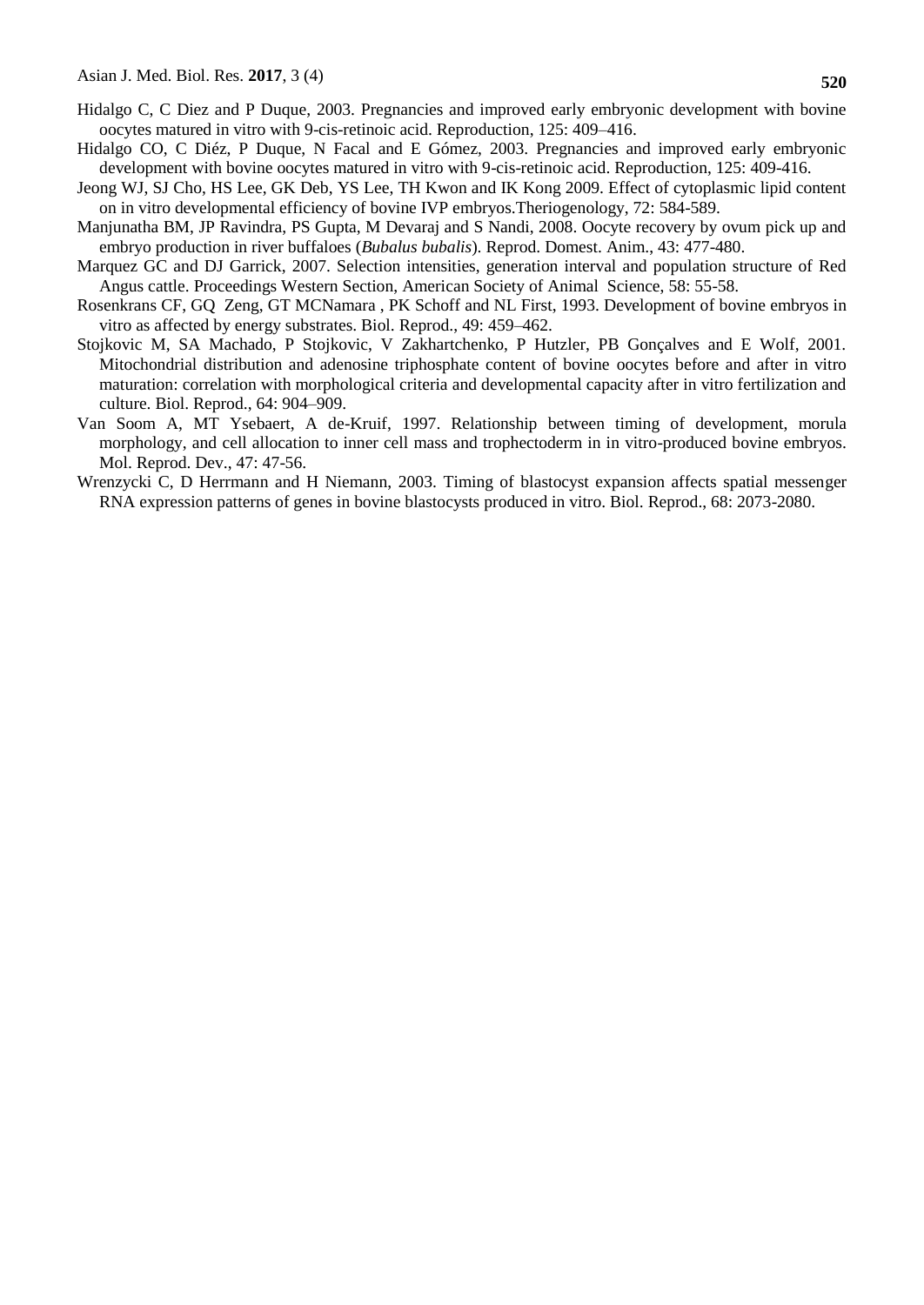Hidalgo C, C Diez and P Duque, 2003. Pregnancies and improved early embryonic development with bovine oocytes matured in vitro with 9-cis-retinoic acid. Reproduction, 125: 409–416.

Hidalgo CO, C Diéz, P Duque, N Facal and E Gómez, 2003. Pregnancies and improved early embryonic development with bovine oocytes matured in vitro with 9-cis-retinoic acid. Reproduction, 125: 409-416.

Jeong WJ, SJ Cho, HS Lee, GK Deb, YS Lee, TH Kwon and IK Kong 2009. Effect of cytoplasmic lipid content on in vitro developmental efficiency of bovine IVP embryos.Theriogenology, 72: 584-589.

Manjunatha BM, JP Ravindra, PS Gupta, M Devaraj and S Nandi, 2008. Oocyte recovery by ovum pick up and embryo production in river buffaloes (*Bubalus bubalis*). Reprod. Domest. Anim., 43: 477-480.

Marquez GC and DJ Garrick, 2007. Selection intensities, generation interval and population structure of Red Angus cattle. Proceedings Western Section, American Society of Animal Science, 58: 55-58.

Rosenkrans CF, GQ Zeng, GT MCNamara , PK Schoff and NL First, 1993. Development of bovine embryos in vitro as affected by energy substrates. Biol. Reprod., 49: 459–462.

Stojkovic M, SA Machado, P Stojkovic, V Zakhartchenko, P Hutzler, PB Gonçalves and E Wolf, 2001. Mitochondrial distribution and adenosine triphosphate content of bovine oocytes before and after in vitro maturation: correlation with morphological criteria and developmental capacity after in vitro fertilization and culture. Biol. Reprod., 64: 904–909.

Van Soom A, MT Ysebaert, A de-Kruif, 1997. Relationship between timing of development, morula morphology, and cell allocation to inner cell mass and trophectoderm in in vitro-produced bovine embryos. Mol. Reprod. Dev., 47: 47-56.

Wrenzycki C, D Herrmann and H Niemann, 2003. Timing of blastocyst expansion affects spatial messenger RNA expression patterns of genes in bovine blastocysts produced in vitro. Biol. Reprod., 68: 2073-2080.